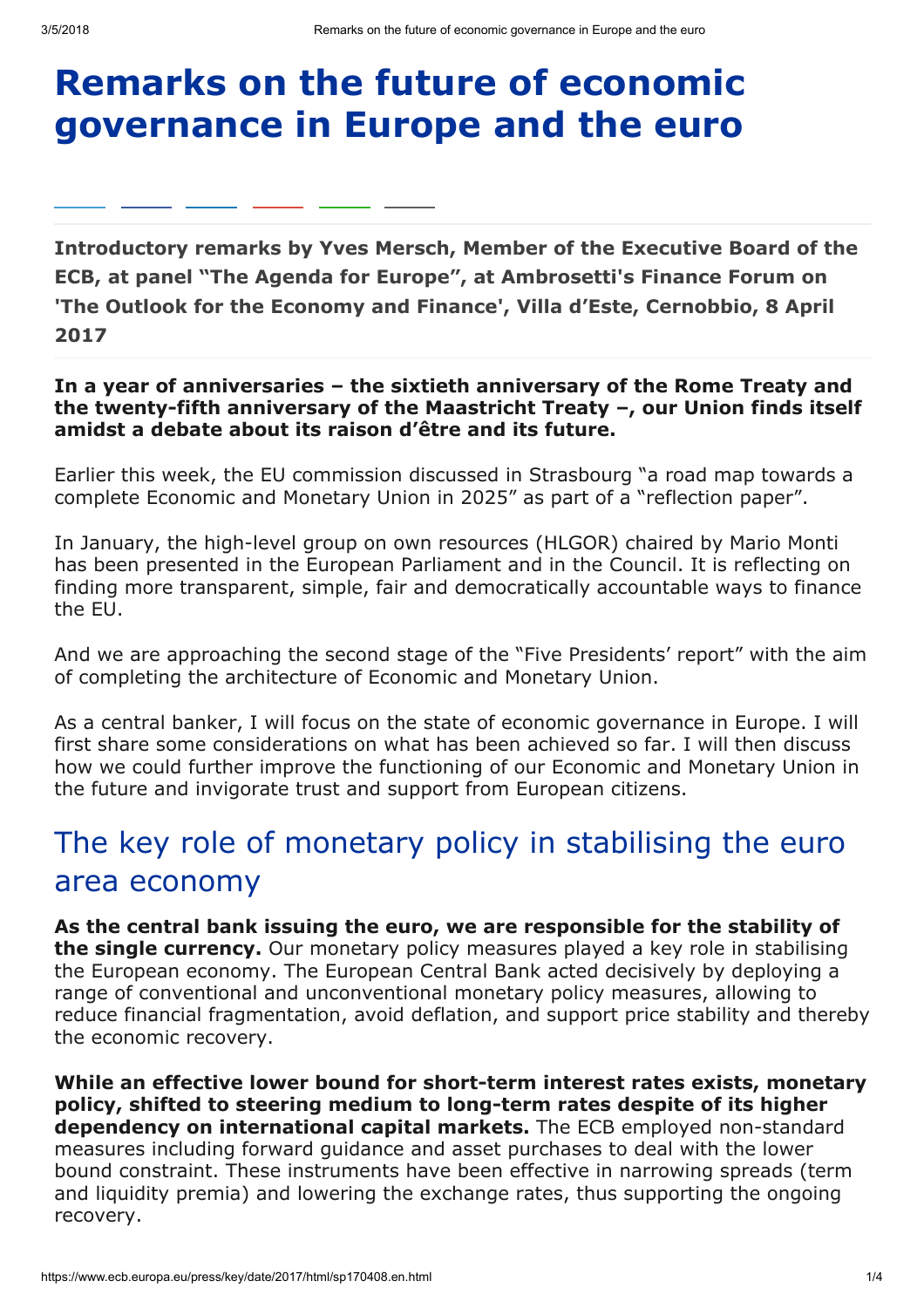# Remarks on the future of economic governance in Europe and the euro

**Introductory remarks by Yves Mersch, Member of the Executive Board of the ECB, at panel "The Agenda for Europe", at Ambrosetti's Finance Forum on 'The Outlook for the Economy and Finance', Villa d'Este, Cernobbio, 8 April 2017**

**In a year of anniversaries – the sixtieth anniversary of the Rome Treaty and the twenty-fifth anniversary of the Maastricht Treaty –, our Union finds itself amidst a debate about its raison d'être and its future.**

Earlier this week, the EU commission discussed in Strasbourg "a road map towards a complete Economic and Monetary Union in 2025" as part of a "reflection paper".

In January, the high-level group on own resources (HLGOR) chaired by Mario Monti has been presented in the European Parliament and in the Council. It is reflecting on finding more transparent, simple, fair and democratically accountable ways to finance the EU.

And we are approaching the second stage of the "Five Presidents' report" with the aim of completing the architecture of Economic and Monetary Union.

As a central banker, I will focus on the state of economic governance in Europe. I will first share some considerations on what has been achieved so far. I will then discuss how we could further improve the functioning of our Economic and Monetary Union in the future and invigorate trust and support from European citizens.

## The key role of monetary policy in stabilising the euro area economy

**As the central bank issuing the euro, we are responsible for the stability of the single currency.** Our monetary policy measures played a key role in stabilising the European economy. The European Central Bank acted decisively by deploying a range of conventional and unconventional monetary policy measures, allowing to reduce financial fragmentation, avoid deflation, and support price stability and thereby the economic recovery.

**While an effective lower bound for short-term interest rates exists, monetary policy, shifted to steering medium to long-term rates despite of its higher dependency on international capital markets.** The ECB employed non-standard measures including forward guidance and asset purchases to deal with the lower bound constraint. These instruments have been effective in narrowing spreads (term and liquidity premia) and lowering the exchange rates, thus supporting the ongoing recovery.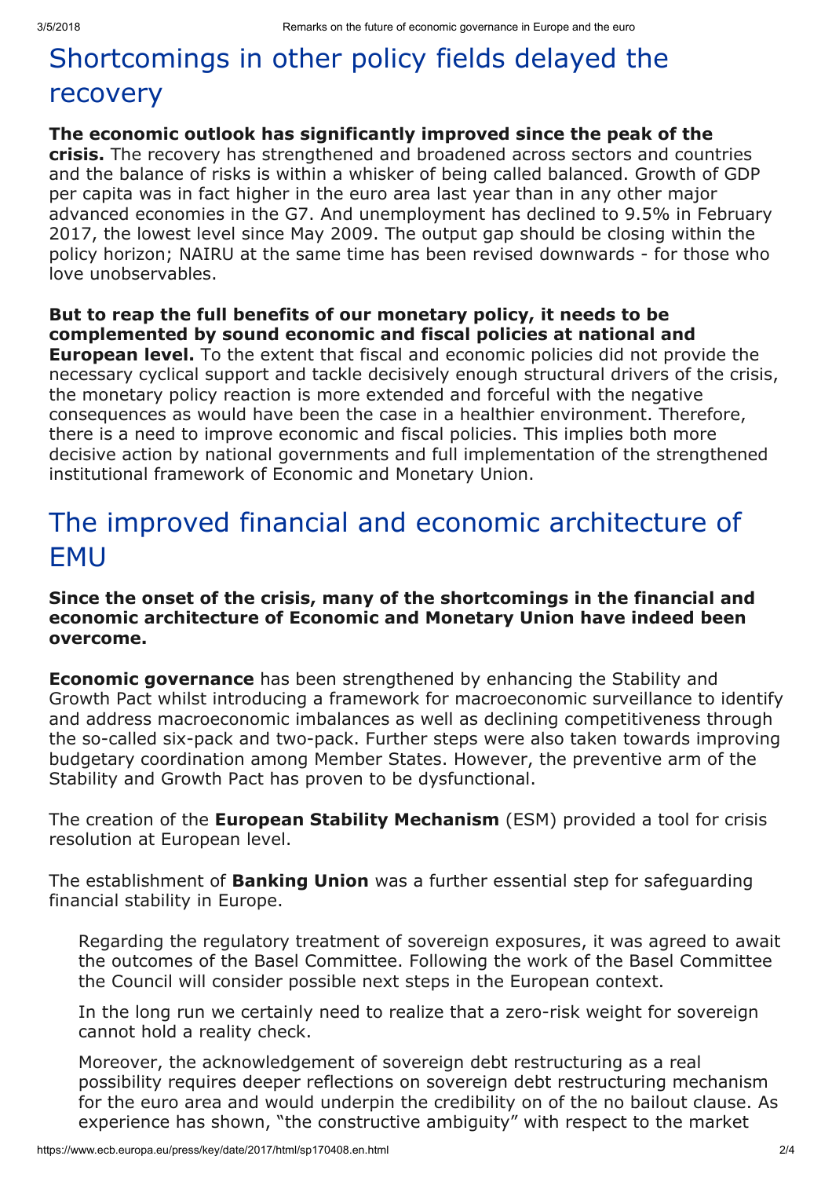## Shortcomings in other policy fields delayed the recovery

**The economic outlook has significantly improved since the peak of the crisis.** The recovery has strengthened and broadened across sectors and countries and the balance of risks is within a whisker of being called balanced. Growth of GDP per capita was in fact higher in the euro area last year than in any other major advanced economies in the G7. And unemployment has declined to 9.5% in February 2017, the lowest level since May 2009. The output gap should be closing within the policy horizon; NAIRU at the same time has been revised downwards - for those who love unobservables.

**But to reap the full benefits of our monetary policy, it needs to be complemented by sound economic and fiscal policies at national and European level.** To the extent that fiscal and economic policies did not provide the necessary cyclical support and tackle decisively enough structural drivers of the crisis, the monetary policy reaction is more extended and forceful with the negative consequences as would have been the case in a healthier environment. Therefore, there is a need to improve economic and fiscal policies. This implies both more decisive action by national governments and full implementation of the strengthened institutional framework of Economic and Monetary Union.

## The improved financial and economic architecture of EMU

**Since the onset of the crisis, many of the shortcomings in the financial and economic architecture of Economic and Monetary Union have indeed been overcome.**

**Economic governance** has been strengthened by enhancing the Stability and Growth Pact whilst introducing a framework for macroeconomic surveillance to identify and address macroeconomic imbalances as well as declining competitiveness through the so-called six-pack and two-pack. Further steps were also taken towards improving budgetary coordination among Member States. However, the preventive arm of the Stability and Growth Pact has proven to be dysfunctional.

The creation of the **European Stability Mechanism** (ESM) provided a tool for crisis resolution at European level.

The establishment of **Banking Union** was a further essential step for safeguarding financial stability in Europe.

> Regarding the regulatory treatment of sovereign exposures, it was agreed to await the outcomes of the Basel Committee. Following the work of the Basel Committee the Council will consider possible next steps in the European context.
>
> In the long run we certainly need to realize that a zero-risk weight for sovereign cannot hold a reality check.
>
> Moreover, the acknowledgement of sovereign debt restructuring as a real possibility requires deeper reflections on sovereign debt restructuring mechanism for the euro area and would underpin the credibility on of the no bailout clause. As experience has shown, "the constructive ambiguity" with respect to the market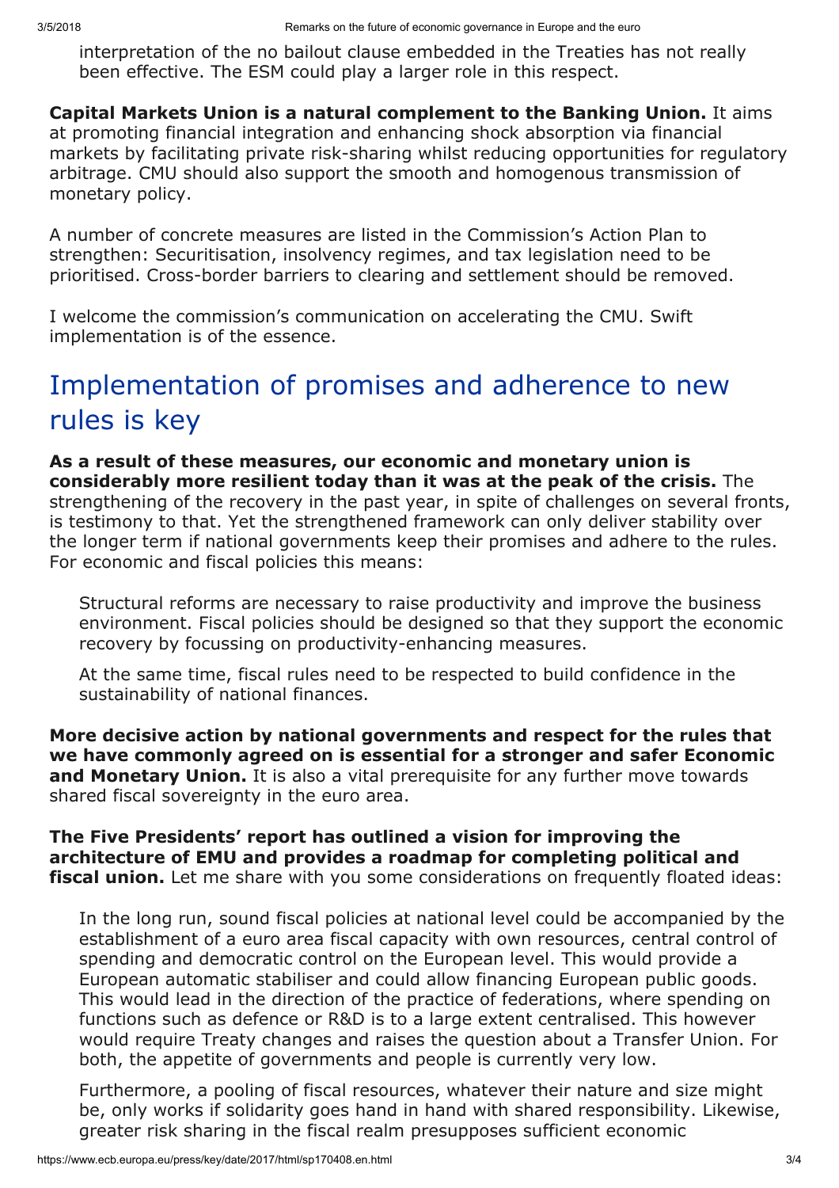interpretation of the no bailout clause embedded in the Treaties has not really been effective. The ESM could play a larger role in this respect.

**Capital Markets Union is a natural complement to the Banking Union.** It aims at promoting financial integration and enhancing shock absorption via financial markets by facilitating private risk-sharing whilst reducing opportunities for regulatory arbitrage. CMU should also support the smooth and homogenous transmission of monetary policy.

A number of concrete measures are listed in the Commission's Action Plan to strengthen: Securitisation, insolvency regimes, and tax legislation need to be prioritised. Cross-border barriers to clearing and settlement should be removed.

I welcome the commission's communication on accelerating the CMU. Swift implementation is of the essence.

## Implementation of promises and adherence to new rules is key

**As a result of these measures, our economic and monetary union is considerably more resilient today than it was at the peak of the crisis.** The strengthening of the recovery in the past year, in spite of challenges on several fronts, is testimony to that. Yet the strengthened framework can only deliver stability over the longer term if national governments keep their promises and adhere to the rules. For economic and fiscal policies this means:

Structural reforms are necessary to raise productivity and improve the business environment. Fiscal policies should be designed so that they support the economic recovery by focussing on productivity-enhancing measures.

At the same time, fiscal rules need to be respected to build confidence in the sustainability of national finances.

**More decisive action by national governments and respect for the rules that we have commonly agreed on is essential for a stronger and safer Economic and Monetary Union.** It is also a vital prerequisite for any further move towards shared fiscal sovereignty in the euro area.

**The Five Presidents' report has outlined a vision for improving the architecture of EMU and provides a roadmap for completing political and fiscal union.** Let me share with you some considerations on frequently floated ideas:

In the long run, sound fiscal policies at national level could be accompanied by the establishment of a euro area fiscal capacity with own resources, central control of spending and democratic control on the European level. This would provide a European automatic stabiliser and could allow financing European public goods. This would lead in the direction of the practice of federations, where spending on functions such as defence or R&D is to a large extent centralised. This however would require Treaty changes and raises the question about a Transfer Union. For both, the appetite of governments and people is currently very low.

Furthermore, a pooling of fiscal resources, whatever their nature and size might be, only works if solidarity goes hand in hand with shared responsibility. Likewise, greater risk sharing in the fiscal realm presupposes sufficient economic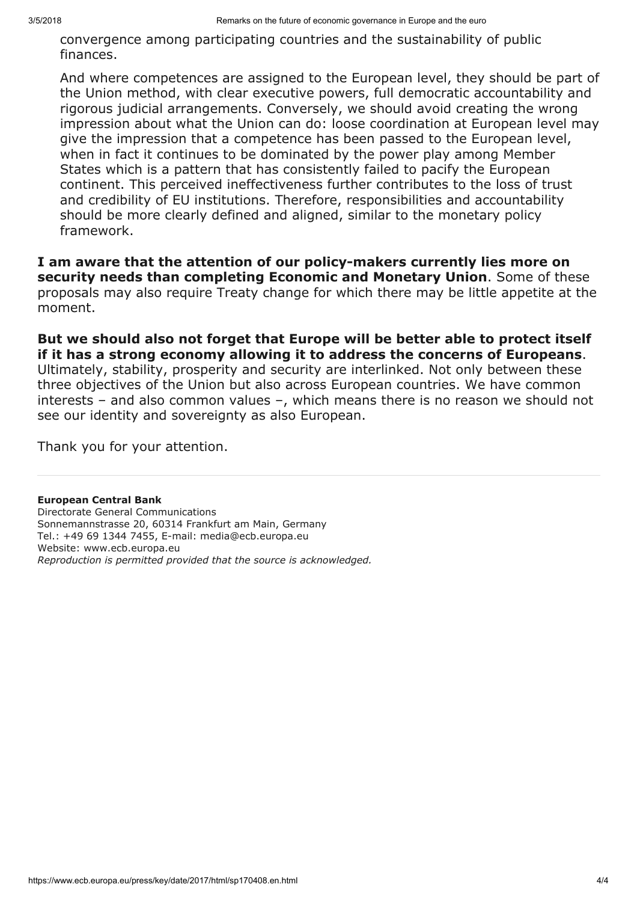convergence among participating countries and the sustainability of public finances.

And where competences are assigned to the European level, they should be part of the Union method, with clear executive powers, full democratic accountability and rigorous judicial arrangements. Conversely, we should avoid creating the wrong impression about what the Union can do: loose coordination at European level may give the impression that a competence has been passed to the European level, when in fact it continues to be dominated by the power play among Member States which is a pattern that has consistently failed to pacify the European continent. This perceived ineffectiveness further contributes to the loss of trust and credibility of EU institutions. Therefore, responsibilities and accountability should be more clearly defined and aligned, similar to the monetary policy framework.

**I am aware that the attention of our policy-makers currently lies more on security needs than completing Economic and Monetary Union**. Some of these proposals may also require Treaty change for which there may be little appetite at the moment.

**But we should also not forget that Europe will be better able to protect itself if it has a strong economy allowing it to address the concerns of Europeans**. Ultimately, stability, prosperity and security are interlinked. Not only between these three objectives of the Union but also across European countries. We have common interests – and also common values –, which means there is no reason we should not see our identity and sovereignty as also European.

Thank you for your attention.

---

**European Central Bank**
Directorate General Communications
Sonnemannstrasse 20, 60314 Frankfurt am Main, Germany
Tel.: +49 69 1344 7455, E-mail: media@ecb.europa.eu
Website: www.ecb.europa.eu
*Reproduction is permitted provided that the source is acknowledged.*